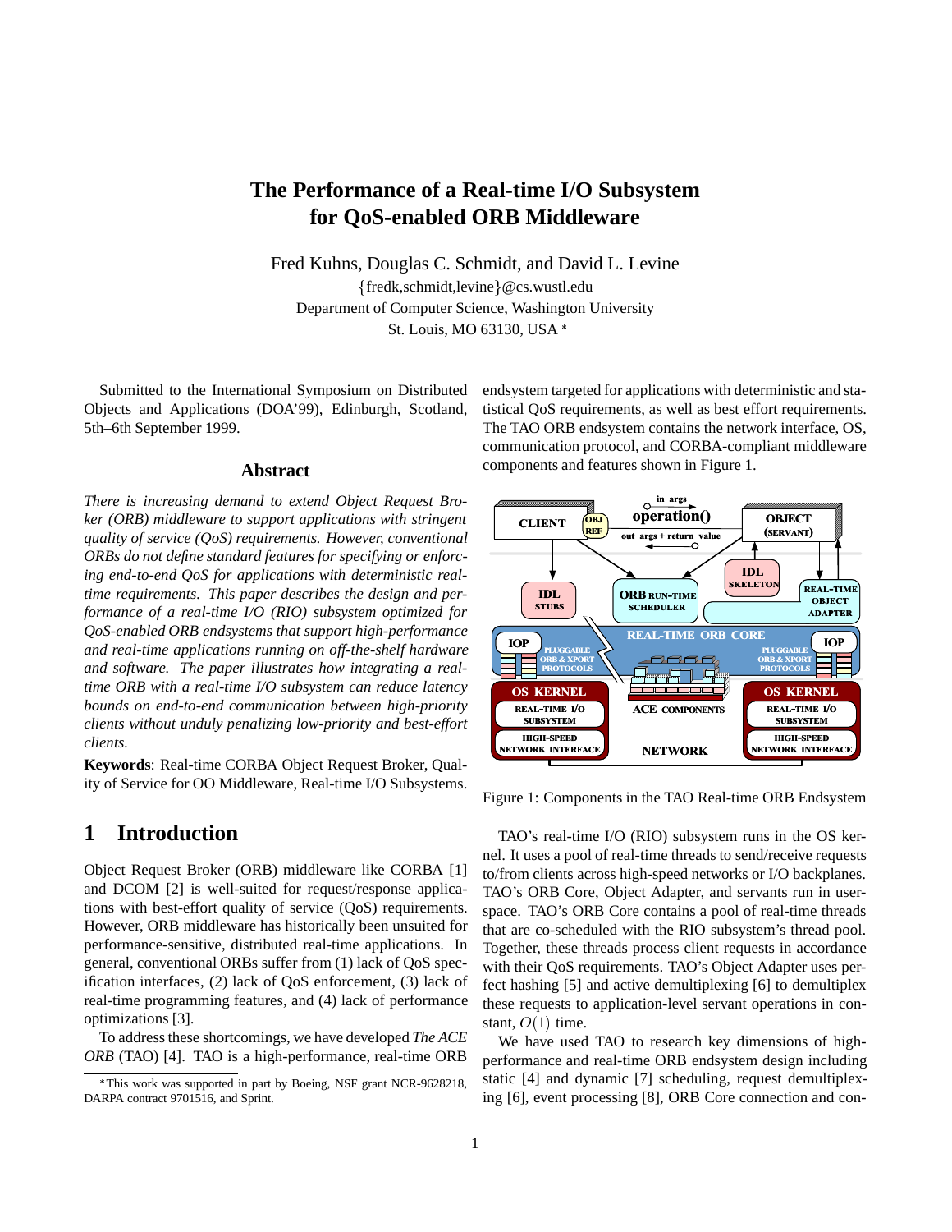# The Performance of a Real-time I/O Subsystem for QoS-enabled ORB Middleware

Fred Kuhns, Douglas C. Schmidt, and David L. Levine

{fredk,schmidt,levine}@cs.wustl.edu

Department of Computer Science, Washington University

St. Louis, MO 63130, USA *

Submitted to the International Symposium on Distributed Objects and Applications (DOA'99), Edinburgh, Scotland, 5th–6th September 1999.

## Abstract

*There is increasing demand to extend Object Request Broker (ORB) middleware to support applications with stringent quality of service (QoS) requirements. However, conventional ORBs do not define standard features for specifying or enforcing end-to-end QoS for applications with deterministic real-time requirements. This paper describes the design and performance of a real-time I/O (RIO) subsystem optimized for QoS-enabled ORB endsystems that support high-performance and real-time applications running on off-the-shelf hardware and software. The paper illustrates how integrating a real-time ORB with a real-time I/O subsystem can reduce latency bounds on end-to-end communication between high-priority clients without unduly penalizing low-priority and best-effort clients.*

**Keywords**: Real-time CORBA Object Request Broker, Quality of Service for OO Middleware, Real-time I/O Subsystems.

## 1 Introduction

Object Request Broker (ORB) middleware like CORBA [1] and DCOM [2] is well-suited for request/response applications with best-effort quality of service (QoS) requirements. However, ORB middleware has historically been unsuited for performance-sensitive, distributed real-time applications. In general, conventional ORBs suffer from (1) lack of QoS specification interfaces, (2) lack of QoS enforcement, (3) lack of real-time programming features, and (4) lack of performance optimizations [3].

To address these shortcomings, we have developed *The ACE ORB* (TAO) [4]. TAO is a high-performance, real-time ORB endsystem targeted for applications with deterministic and statistical QoS requirements, as well as best effort requirements. The TAO ORB endsystem contains the network interface, OS, communication protocol, and CORBA-compliant middleware components and features shown in Figure 1.

Figure 1: Components in the TAO Real-time ORB Endsystem

TAO's real-time I/O (RIO) subsystem runs in the OS kernel. It uses a pool of real-time threads to send/receive requests to/from clients across high-speed networks or I/O backplanes. TAO's ORB Core, Object Adapter, and servants run in user-space. TAO's ORB Core contains a pool of real-time threads that are co-scheduled with the RIO subsystem's thread pool. Together, these threads process client requests in accordance with their QoS requirements. TAO's Object Adapter uses perfect hashing [5] and active demultiplexing [6] to demultiplex these requests to application-level servant operations in constant, $O(1)$ time.

We have used TAO to research key dimensions of high-performance and real-time ORB endsystem design including static [4] and dynamic [7] scheduling, request demultiplexing [6], event processing [8], ORB Core connection and con-

*This work was supported in part by Boeing, NSF grant NCR-9628218, DARPA contract 9701516, and Sprint.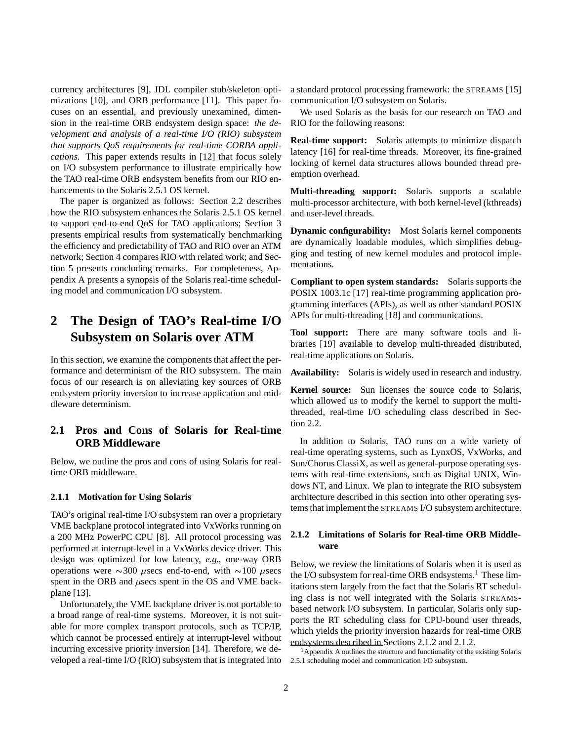currency architectures [9], IDL compiler stub/skeleton optimizations [10], and ORB performance [11]. This paper focuses on an essential, and previously unexamined, dimension in the real-time ORB endsystem design space: *the development and analysis of a real-time I/O (RIO) subsystem that supports QoS requirements for real-time CORBA applications.* This paper extends results in [12] that focus solely on I/O subsystem performance to illustrate empirically how the TAO real-time ORB endsystem benefits from our RIO enhancements to the Solaris 2.5.1 OS kernel.

The paper is organized as follows: Section 2.2 describes how the RIO subsystem enhances the Solaris 2.5.1 OS kernel to support end-to-end QoS for TAO applications; Section 3 presents empirical results from systematically benchmarking the efficiency and predictability of TAO and RIO over an ATM network; Section 4 compares RIO with related work; and Section 5 presents concluding remarks. For completeness, Appendix A presents a synopsis of the Solaris real-time scheduling model and communication I/O subsystem.

# 2 The Design of TAO's Real-time I/O Subsystem on Solaris over ATM

In this section, we examine the components that affect the performance and determinism of the RIO subsystem. The main focus of our research is on alleviating key sources of ORB endsystem priority inversion to increase application and middleware determinism.

## 2.1 Pros and Cons of Solaris for Real-time ORB Middleware

Below, we outline the pros and cons of using Solaris for real-time ORB middleware.

### 2.1.1 Motivation for Using Solaris

TAO's original real-time I/O subsystem ran over a proprietary VME backplane protocol integrated into VxWorks running on a 200 MHz PowerPC CPU [8]. All protocol processing was performed at interrupt-level in a VxWorks device driver. This design was optimized for low latency, *e.g.*, one-way ORB operations were ∼300 $\mu$secs end-to-end, with ∼100 $\mu$secs spent in the ORB and $\mu$secs spent in the OS and VME backplane [13].

Unfortunately, the VME backplane driver is not portable to a broad range of real-time systems. Moreover, it is not suitable for more complex transport protocols, such as TCP/IP, which cannot be processed entirely at interrupt-level without incurring excessive priority inversion [14]. Therefore, we developed a real-time I/O (RIO) subsystem that is integrated into a standard protocol processing framework: the STREAMS [15] communication I/O subsystem on Solaris.

We used Solaris as the basis for our research on TAO and RIO for the following reasons:

**Real-time support:** Solaris attempts to minimize dispatch latency [16] for real-time threads. Moreover, its fine-grained locking of kernel data structures allows bounded thread preemption overhead.

**Multi-threading support:** Solaris supports a scalable multi-processor architecture, with both kernel-level (kthreads) and user-level threads.

**Dynamic configurability:** Most Solaris kernel components are dynamically loadable modules, which simplifies debugging and testing of new kernel modules and protocol implementations.

**Compliant to open system standards:** Solaris supports the POSIX 1003.1c [17] real-time programming application programming interfaces (APIs), as well as other standard POSIX APIs for multi-threading [18] and communications.

**Tool support:** There are many software tools and libraries [19] available to develop multi-threaded distributed, real-time applications on Solaris.

**Availability:** Solaris is widely used in research and industry.

**Kernel source:** Sun licenses the source code to Solaris, which allowed us to modify the kernel to support the multi-threaded, real-time I/O scheduling class described in Section 2.2.

In addition to Solaris, TAO runs on a wide variety of real-time operating systems, such as LynxOS, VxWorks, and Sun/Chorus ClassiX, as well as general-purpose operating systems with real-time extensions, such as Digital UNIX, Windows NT, and Linux. We plan to integrate the RIO subsystem architecture described in this section into other operating systems that implement the STREAMS I/O subsystem architecture.

### 2.1.2 Limitations of Solaris for Real-time ORB Middleware

Below, we review the limitations of Solaris when it is used as the I/O subsystem for real-time ORB endsystems.[1] These limitations stem largely from the fact that the Solaris RT scheduling class is not well integrated with the Solaris STREAMS-based network I/O subsystem. In particular, Solaris only supports the RT scheduling class for CPU-bound user threads, which yields the priority inversion hazards for real-time ORB endsystems described in Sections 2.1.2 and 2.1.2.

[1] Appendix A outlines the structure and functionality of the existing Solaris 2.5.1 scheduling model and communication I/O subsystem.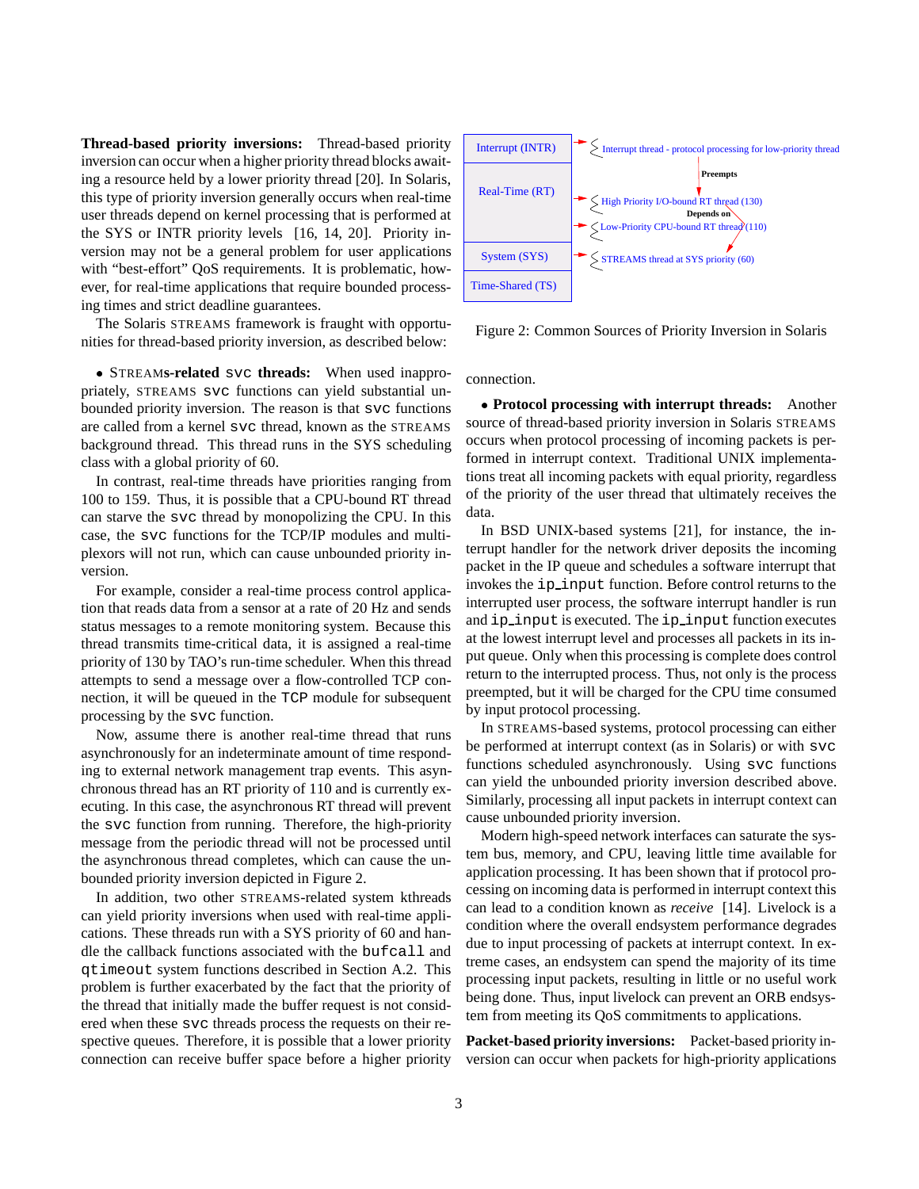**Thread-based priority inversions:** Thread-based priority inversion can occur when a higher priority thread blocks awaiting a resource held by a lower priority thread [20]. In Solaris, this type of priority inversion generally occurs when real-time user threads depend on kernel processing that is performed at the SYS or INTR priority levels [16, 14, 20]. Priority inversion may not be a general problem for user applications with "best-effort" QoS requirements. It is problematic, however, for real-time applications that require bounded processing times and strict deadline guarantees.

The Solaris STREAMS framework is fraught with opportunities for thread-based priority inversion, as described below:

• **STREAMs-related `svc` threads:** When used inappropriately, STREAMS `svc` functions can yield substantial unbounded priority inversion. The reason is that `svc` functions are called from a kernel `svc` thread, known as the STREAMS background thread. This thread runs in the SYS scheduling class with a global priority of 60.

In contrast, real-time threads have priorities ranging from 100 to 159. Thus, it is possible that a CPU-bound RT thread can starve the `svc` thread by monopolizing the CPU. In this case, the `svc` functions for the TCP/IP modules and multiplexors will not run, which can cause unbounded priority inversion.

For example, consider a real-time process control application that reads data from a sensor at a rate of 20 Hz and sends status messages to a remote monitoring system. Because this thread transmits time-critical data, it is assigned a real-time priority of 130 by TAO's run-time scheduler. When this thread attempts to send a message over a flow-controlled TCP connection, it will be queued in the `TCP` module for subsequent processing by the `svc` function.

Now, assume there is another real-time thread that runs asynchronously for an indeterminate amount of time responding to external network management trap events. This asynchronous thread has an RT priority of 110 and is currently executing. In this case, the asynchronous RT thread will prevent the `svc` function from running. Therefore, the high-priority message from the periodic thread will not be processed until the asynchronous thread completes, which can cause the unbounded priority inversion depicted in Figure 2.

In addition, two other STREAMS-related system kthreads can yield priority inversions when used with real-time applications. These threads run with a SYS priority of 60 and handle the callback functions associated with the `bufcall` and `qtimeout` system functions described in Section A.2. This problem is further exacerbated by the fact that the priority of the thread that initially made the buffer request is not considered when these `svc` threads process the requests on their respective queues. Therefore, it is possible that a lower priority connection can receive buffer space before a higher priority connection.

Figure 2: Common Sources of Priority Inversion in Solaris

• **Protocol processing with interrupt threads:** Another source of thread-based priority inversion in Solaris STREAMS occurs when protocol processing of incoming packets is performed in interrupt context. Traditional UNIX implementations treat all incoming packets with equal priority, regardless of the priority of the user thread that ultimately receives the data.

In BSD UNIX-based systems [21], for instance, the interrupt handler for the network driver deposits the incoming packet in the IP queue and schedules a software interrupt that invokes the `ip_input` function. Before control returns to the interrupted user process, the software interrupt handler is run and `ip_input` is executed. The `ip_input` function executes at the lowest interrupt level and processes all packets in its input queue. Only when this processing is complete does control return to the interrupted process. Thus, not only is the process preempted, but it will be charged for the CPU time consumed by input protocol processing.

In STREAMS-based systems, protocol processing can either be performed at interrupt context (as in Solaris) or with `svc` functions scheduled asynchronously. Using `svc` functions can yield the unbounded priority inversion described above. Similarly, processing all input packets in interrupt context can cause unbounded priority inversion.

Modern high-speed network interfaces can saturate the system bus, memory, and CPU, leaving little time available for application processing. It has been shown that if protocol processing on incoming data is performed in interrupt context this can lead to a condition known as *receive* [14]. Livelock is a condition where the overall endsystem performance degrades due to input processing of packets at interrupt context. In extreme cases, an endsystem can spend the majority of its time processing input packets, resulting in little or no useful work being done. Thus, input livelock can prevent an ORB endsystem from meeting its QoS commitments to applications.

**Packet-based priority inversions:** Packet-based priority inversion can occur when packets for high-priority applications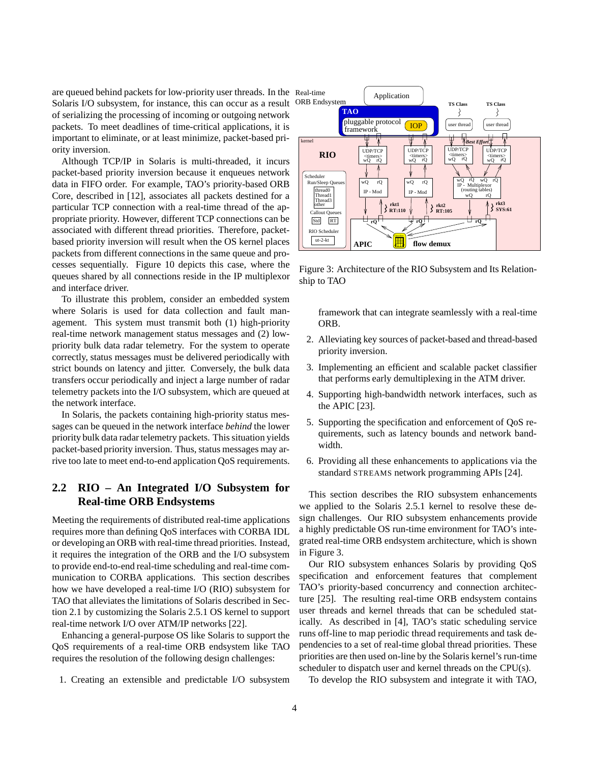are queued behind packets for low-priority user threads. In the Solaris I/O subsystem, for instance, this can occur as a result of serializing the processing of incoming or outgoing network packets. To meet deadlines of time-critical applications, it is important to eliminate, or at least minimize, packet-based priority inversion.

Although TCP/IP in Solaris is multi-threaded, it incurs packet-based priority inversion because it enqueues network data in FIFO order. For example, TAO's priority-based ORB Core, described in [12], associates all packets destined for a particular TCP connection with a real-time thread of the appropriate priority. However, different TCP connections can be associated with different thread priorities. Therefore, packet-based priority inversion will result when the OS kernel places packets from different connections in the same queue and processes sequentially. Figure 10 depicts this case, where the queues shared by all connections reside in the IP multiplexor and interface driver.

To illustrate this problem, consider an embedded system where Solaris is used for data collection and fault management. This system must transmit both (1) high-priority real-time network management status messages and (2) low-priority bulk data radar telemetry. For the system to operate correctly, status messages must be delivered periodically with strict bounds on latency and jitter. Conversely, the bulk data transfers occur periodically and inject a large number of radar telemetry packets into the I/O subsystem, which are queued at the network interface.

In Solaris, the packets containing high-priority status messages can be queued in the network interface *behind* the lower priority bulk data radar telemetry packets. This situation yields packet-based priority inversion. Thus, status messages may arrive too late to meet end-to-end application QoS requirements.

## 2.2 RIO – An Integrated I/O Subsystem for Real-time ORB Endsystems

Meeting the requirements of distributed real-time applications requires more than defining QoS interfaces with CORBA IDL or developing an ORB with real-time thread priorities. Instead, it requires the integration of the ORB and the I/O subsystem to provide end-to-end real-time scheduling and real-time communication to CORBA applications. This section describes how we have developed a real-time I/O (RIO) subsystem for TAO that alleviates the limitations of Solaris described in Section 2.1 by customizing the Solaris 2.5.1 OS kernel to support real-time network I/O over ATM/IP networks [22].

Enhancing a general-purpose OS like Solaris to support the QoS requirements of a real-time ORB endsystem like TAO requires the resolution of the following design challenges:

1. Creating an extensible and predictable I/O subsystem framework that can integrate seamlessly with a real-time ORB.
2. Alleviating key sources of packet-based and thread-based priority inversion.
3. Implementing an efficient and scalable packet classifier that performs early demultiplexing in the ATM driver.
4. Supporting high-bandwidth network interfaces, such as the APIC [23].
5. Supporting the specification and enforcement of QoS requirements, such as latency bounds and network bandwidth.
6. Providing all these enhancements to applications via the standard STREAMS network programming APIs [24].

Figure 3: Architecture of the RIO Subsystem and Its Relationship to TAO

This section describes the RIO subsystem enhancements we applied to the Solaris 2.5.1 kernel to resolve these design challenges. Our RIO subsystem enhancements provide a highly predictable OS run-time environment for TAO's integrated real-time ORB endsystem architecture, which is shown in Figure 3.

Our RIO subsystem enhances Solaris by providing QoS specification and enforcement features that complement TAO's priority-based concurrency and connection architecture [25]. The resulting real-time ORB endsystem contains user threads and kernel threads that can be scheduled statically. As described in [4], TAO's static scheduling service runs off-line to map periodic thread requirements and task dependencies to a set of real-time global thread priorities. These priorities are then used on-line by the Solaris kernel's run-time scheduler to dispatch user and kernel threads on the CPU(s).

To develop the RIO subsystem and integrate it with TAO,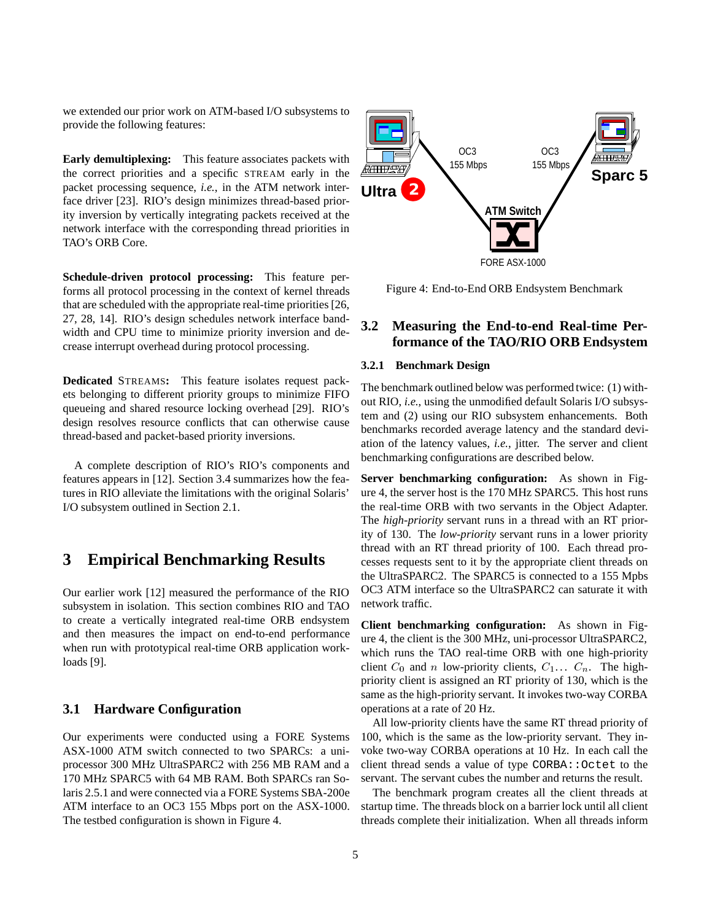we extended our prior work on ATM-based I/O subsystems to provide the following features:

**Early demultiplexing:** This feature associates packets with the correct priorities and a specific STREAM early in the packet processing sequence, *i.e.*, in the ATM network interface driver [23]. RIO's design minimizes thread-based priority inversion by vertically integrating packets received at the network interface with the corresponding thread priorities in TAO's ORB Core.

**Schedule-driven protocol processing:** This feature performs all protocol processing in the context of kernel threads that are scheduled with the appropriate real-time priorities [26, 27, 28, 14]. RIO's design schedules network interface bandwidth and CPU time to minimize priority inversion and decrease interrupt overhead during protocol processing.

**Dedicated** STREAMS**:** This feature isolates request packets belonging to different priority groups to minimize FIFO queueing and shared resource locking overhead [29]. RIO's design resolves resource conflicts that can otherwise cause thread-based and packet-based priority inversions.

A complete description of RIO's RIO's components and features appears in [12]. Section 3.4 summarizes how the features in RIO alleviate the limitations with the original Solaris' I/O subsystem outlined in Section 2.1.

# 3 Empirical Benchmarking Results

Our earlier work [12] measured the performance of the RIO subsystem in isolation. This section combines RIO and TAO to create a vertically integrated real-time ORB endsystem and then measures the impact on end-to-end performance when run with prototypical real-time ORB application workloads [9].

## 3.1 Hardware Configuration

Our experiments were conducted using a FORE Systems ASX-1000 ATM switch connected to two SPARCs: a uni-processor 300 MHz UltraSPARC2 with 256 MB RAM and a 170 MHz SPARC5 with 64 MB RAM. Both SPARCs ran Solaris 2.5.1 and were connected via a FORE Systems SBA-200e ATM interface to an OC3 155 Mbps port on the ASX-1000. The testbed configuration is shown in Figure 4.

Figure 4: End-to-End ORB Endsystem Benchmark

## 3.2 Measuring the End-to-end Real-time Performance of the TAO/RIO ORB Endsystem

### 3.2.1 Benchmark Design

The benchmark outlined below was performed twice: (1) without RIO, *i.e.*, using the unmodified default Solaris I/O subsystem and (2) using our RIO subsystem enhancements. Both benchmarks recorded average latency and the standard deviation of the latency values, *i.e.*, jitter. The server and client benchmarking configurations are described below.

**Server benchmarking configuration:** As shown in Figure 4, the server host is the 170 MHz SPARC5. This host runs the real-time ORB with two servants in the Object Adapter. The *high-priority* servant runs in a thread with an RT priority of 130. The *low-priority* servant runs in a lower priority thread with an RT thread priority of 100. Each thread processes requests sent to it by the appropriate client threads on the UltraSPARC2. The SPARC5 is connected to a 155 Mpbs OC3 ATM interface so the UltraSPARC2 can saturate it with network traffic.

**Client benchmarking configuration:** As shown in Figure 4, the client is the 300 MHz, uni-processor UltraSPARC2, which runs the TAO real-time ORB with one high-priority client $C_0$ and $n$ low-priority clients, $C_1 \ldots C_n$. The high-priority client is assigned an RT priority of 130, which is the same as the high-priority servant. It invokes two-way CORBA operations at a rate of 20 Hz.

All low-priority clients have the same RT thread priority of 100, which is the same as the low-priority servant. They invoke two-way CORBA operations at 10 Hz. In each call the client thread sends a value of type `CORBA::Octet` to the servant. The servant cubes the number and returns the result.

The benchmark program creates all the client threads at startup time. The threads block on a barrier lock until all client threads complete their initialization. When all threads inform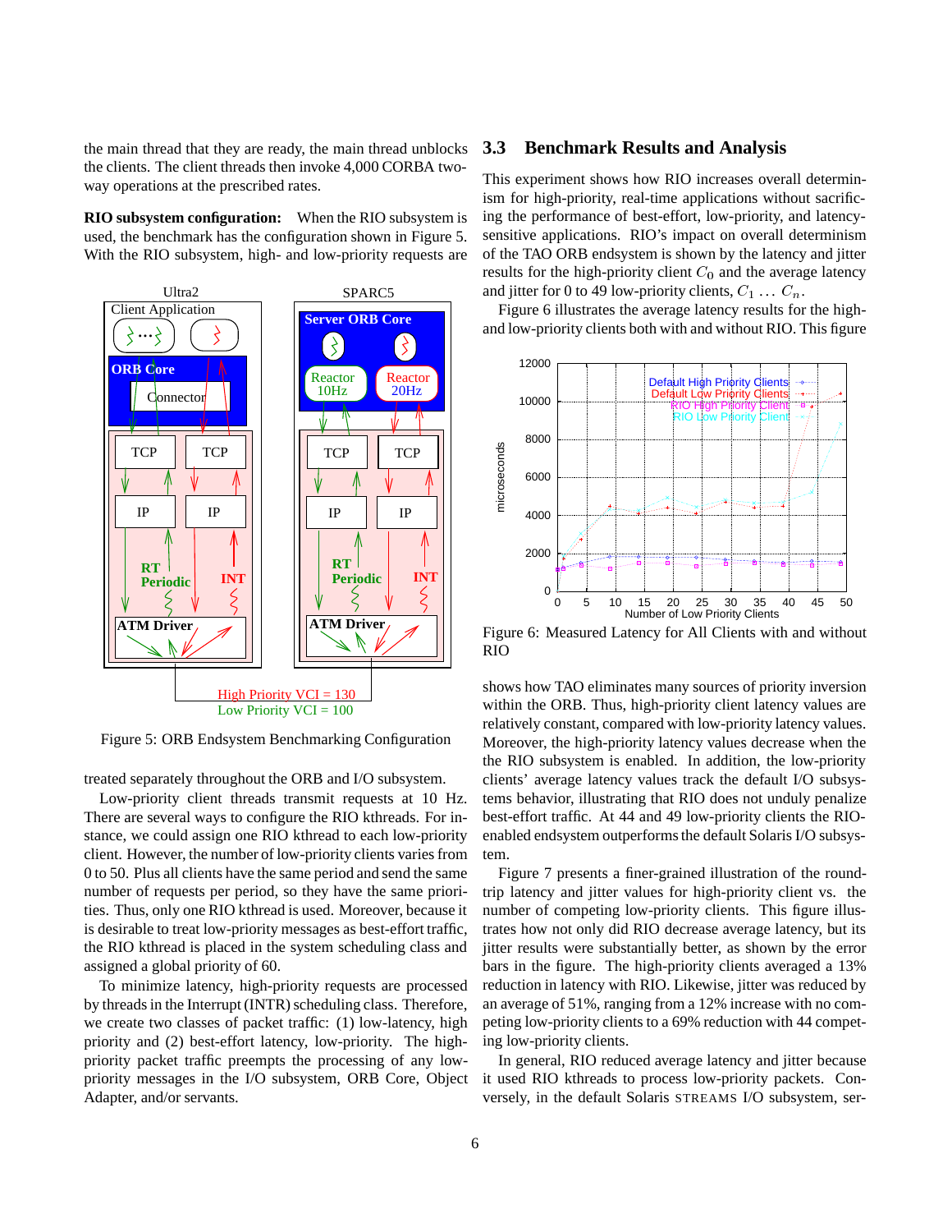the main thread that they are ready, the main thread unblocks the clients. The client threads then invoke 4,000 CORBA two-way operations at the prescribed rates.

**RIO subsystem configuration:** When the RIO subsystem is used, the benchmark has the configuration shown in Figure 5. With the RIO subsystem, high- and low-priority requests are treated separately throughout the ORB and I/O subsystem.

Figure 5: ORB Endsystem Benchmarking Configuration

Low-priority client threads transmit requests at 10 Hz. There are several ways to configure the RIO kthreads. For instance, we could assign one RIO kthread to each low-priority client. However, the number of low-priority clients varies from 0 to 50. Plus all clients have the same period and send the same number of requests per period, so they have the same priorities. Thus, only one RIO kthread is used. Moreover, because it is desirable to treat low-priority messages as best-effort traffic, the RIO kthread is placed in the system scheduling class and assigned a global priority of 60.

To minimize latency, high-priority requests are processed by threads in the Interrupt (INTR) scheduling class. Therefore, we create two classes of packet traffic: (1) low-latency, high priority and (2) best-effort latency, low-priority. The high-priority packet traffic preempts the processing of any low-priority messages in the I/O subsystem, ORB Core, Object Adapter, and/or servants.

## 3.3 Benchmark Results and Analysis

This experiment shows how RIO increases overall determinism for high-priority, real-time applications without sacrificing the performance of best-effort, low-priority, and latency-sensitive applications. RIO's impact on overall determinism of the TAO ORB endsystem is shown by the latency and jitter results for the high-priority client $C_0$ and the average latency and jitter for 0 to 49 low-priority clients, $C_1 \ldots C_n$.

Figure 6 illustrates the average latency results for the high- and low-priority clients both with and without RIO. This figure shows how TAO eliminates many sources of priority inversion within the ORB. Thus, high-priority client latency values are relatively constant, compared with low-priority latency values. Moreover, the high-priority latency values decrease when the the RIO subsystem is enabled. In addition, the low-priority clients' average latency values track the default I/O subsystems behavior, illustrating that RIO does not unduly penalize best-effort traffic. At 44 and 49 low-priority clients the RIO-enabled endsystem outperforms the default Solaris I/O subsystem.

Figure 6: Measured Latency for All Clients with and without RIO

Figure 7 presents a finer-grained illustration of the round-trip latency and jitter values for high-priority client vs. the number of competing low-priority clients. This figure illustrates how not only did RIO decrease average latency, but its jitter results were substantially better, as shown by the error bars in the figure. The high-priority clients averaged a 13% reduction in latency with RIO. Likewise, jitter was reduced by an average of 51%, ranging from a 12% increase with no competing low-priority clients to a 69% reduction with 44 competing low-priority clients.

In general, RIO reduced average latency and jitter because it used RIO kthreads to process low-priority packets. Conversely, in the default Solaris STREAMS I/O subsystem, ser-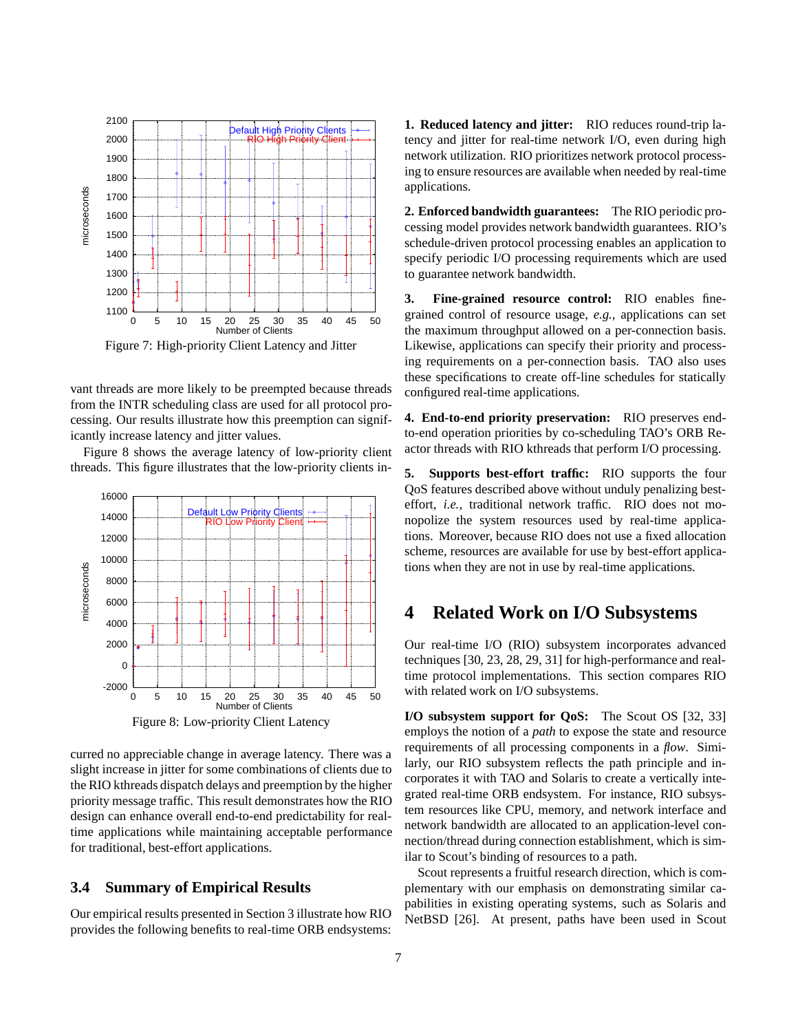Figure 7: High-priority Client Latency and Jitter

vant threads are more likely to be preempted because threads from the INTR scheduling class are used for all protocol processing. Our results illustrate how this preemption can significantly increase latency and jitter values.

Figure 8 shows the average latency of low-priority client threads. This figure illustrates that the low-priority clients incurred no appreciable change in average latency. There was a slight increase in jitter for some combinations of clients due to the RIO kthreads dispatch delays and preemption by the higher priority message traffic. This result demonstrates how the RIO design can enhance overall end-to-end predictability for real-time applications while maintaining acceptable performance for traditional, best-effort applications.

Figure 8: Low-priority Client Latency

### 3.4 Summary of Empirical Results

Our empirical results presented in Section 3 illustrate how RIO provides the following benefits to real-time ORB endsystems:

**1. Reduced latency and jitter:** RIO reduces round-trip latency and jitter for real-time network I/O, even during high network utilization. RIO prioritizes network protocol processing to ensure resources are available when needed by real-time applications.

**2. Enforced bandwidth guarantees:** The RIO periodic processing model provides network bandwidth guarantees. RIO's schedule-driven protocol processing enables an application to specify periodic I/O processing requirements which are used to guarantee network bandwidth.

**3. Fine-grained resource control:** RIO enables fine-grained control of resource usage, *e.g.*, applications can set the maximum throughput allowed on a per-connection basis. Likewise, applications can specify their priority and processing requirements on a per-connection basis. TAO also uses these specifications to create off-line schedules for statically configured real-time applications.

**4. End-to-end priority preservation:** RIO preserves end-to-end operation priorities by co-scheduling TAO's ORB Reactor threads with RIO kthreads that perform I/O processing.

**5. Supports best-effort traffic:** RIO supports the four QoS features described above without unduly penalizing best-effort, *i.e.*, traditional network traffic. RIO does not monopolize the system resources used by real-time applications. Moreover, because RIO does not use a fixed allocation scheme, resources are available for use by best-effort applications when they are not in use by real-time applications.

## 4 Related Work on I/O Subsystems

Our real-time I/O (RIO) subsystem incorporates advanced techniques [30, 23, 28, 29, 31] for high-performance and real-time protocol implementations. This section compares RIO with related work on I/O subsystems.

**I/O subsystem support for QoS:** The Scout OS [32, 33] employs the notion of a *path* to expose the state and resource requirements of all processing components in a *flow*. Similarly, our RIO subsystem reflects the path principle and incorporates it with TAO and Solaris to create a vertically integrated real-time ORB endsystem. For instance, RIO subsystem resources like CPU, memory, and network interface and network bandwidth are allocated to an application-level connection/thread during connection establishment, which is similar to Scout's binding of resources to a path.

Scout represents a fruitful research direction, which is complementary with our emphasis on demonstrating similar capabilities in existing operating systems, such as Solaris and NetBSD [26]. At present, paths have been used in Scout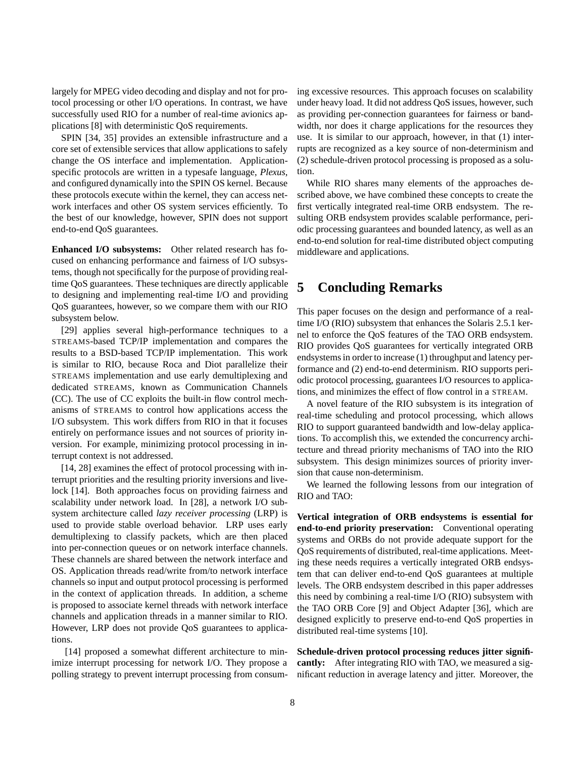largely for MPEG video decoding and display and not for protocol processing or other I/O operations. In contrast, we have successfully used RIO for a number of real-time avionics applications [8] with deterministic QoS requirements.

SPIN [34, 35] provides an extensible infrastructure and a core set of extensible services that allow applications to safely change the OS interface and implementation. Application-specific protocols are written in a typesafe language, *Plexus*, and configured dynamically into the SPIN OS kernel. Because these protocols execute within the kernel, they can access network interfaces and other OS system services efficiently. To the best of our knowledge, however, SPIN does not support end-to-end QoS guarantees.

**Enhanced I/O subsystems:** Other related research has focused on enhancing performance and fairness of I/O subsystems, though not specifically for the purpose of providing real-time QoS guarantees. These techniques are directly applicable to designing and implementing real-time I/O and providing QoS guarantees, however, so we compare them with our RIO subsystem below.

[29] applies several high-performance techniques to a STREAMS-based TCP/IP implementation and compares the results to a BSD-based TCP/IP implementation. This work is similar to RIO, because Roca and Diot parallelize their STREAMS implementation and use early demultiplexing and dedicated STREAMS, known as Communication Channels (CC). The use of CC exploits the built-in flow control mechanisms of STREAMS to control how applications access the I/O subsystem. This work differs from RIO in that it focuses entirely on performance issues and not sources of priority inversion. For example, minimizing protocol processing in interrupt context is not addressed.

[14, 28] examines the effect of protocol processing with interrupt priorities and the resulting priority inversions and livelock [14]. Both approaches focus on providing fairness and scalability under network load. In [28], a network I/O subsystem architecture called *lazy receiver processing* (LRP) is used to provide stable overload behavior. LRP uses early demultiplexing to classify packets, which are then placed into per-connection queues or on network interface channels. These channels are shared between the network interface and OS. Application threads read/write from/to network interface channels so input and output protocol processing is performed in the context of application threads. In addition, a scheme is proposed to associate kernel threads with network interface channels and application threads in a manner similar to RIO. However, LRP does not provide QoS guarantees to applications.

[14] proposed a somewhat different architecture to minimize interrupt processing for network I/O. They propose a polling strategy to prevent interrupt processing from consuming excessive resources. This approach focuses on scalability under heavy load. It did not address QoS issues, however, such as providing per-connection guarantees for fairness or bandwidth, nor does it charge applications for the resources they use. It is similar to our approach, however, in that (1) interrupts are recognized as a key source of non-determinism and (2) schedule-driven protocol processing is proposed as a solution.

While RIO shares many elements of the approaches described above, we have combined these concepts to create the first vertically integrated real-time ORB endsystem. The resulting ORB endsystem provides scalable performance, periodic processing guarantees and bounded latency, as well as an end-to-end solution for real-time distributed object computing middleware and applications.

# 5 Concluding Remarks

This paper focuses on the design and performance of a real-time I/O (RIO) subsystem that enhances the Solaris 2.5.1 kernel to enforce the QoS features of the TAO ORB endsystem. RIO provides QoS guarantees for vertically integrated ORB endsystems in order to increase (1) throughput and latency performance and (2) end-to-end determinism. RIO supports periodic protocol processing, guarantees I/O resources to applications, and minimizes the effect of flow control in a STREAM.

A novel feature of the RIO subsystem is its integration of real-time scheduling and protocol processing, which allows RIO to support guaranteed bandwidth and low-delay applications. To accomplish this, we extended the concurrency architecture and thread priority mechanisms of TAO into the RIO subsystem. This design minimizes sources of priority inversion that cause non-determinism.

We learned the following lessons from our integration of RIO and TAO:

**Vertical integration of ORB endsystems is essential for end-to-end priority preservation:** Conventional operating systems and ORBs do not provide adequate support for the QoS requirements of distributed, real-time applications. Meeting these needs requires a vertically integrated ORB endsystem that can deliver end-to-end QoS guarantees at multiple levels. The ORB endsystem described in this paper addresses this need by combining a real-time I/O (RIO) subsystem with the TAO ORB Core [9] and Object Adapter [36], which are designed explicitly to preserve end-to-end QoS properties in distributed real-time systems [10].

**Schedule-driven protocol processing reduces jitter significantly:** After integrating RIO with TAO, we measured a significant reduction in average latency and jitter. Moreover, the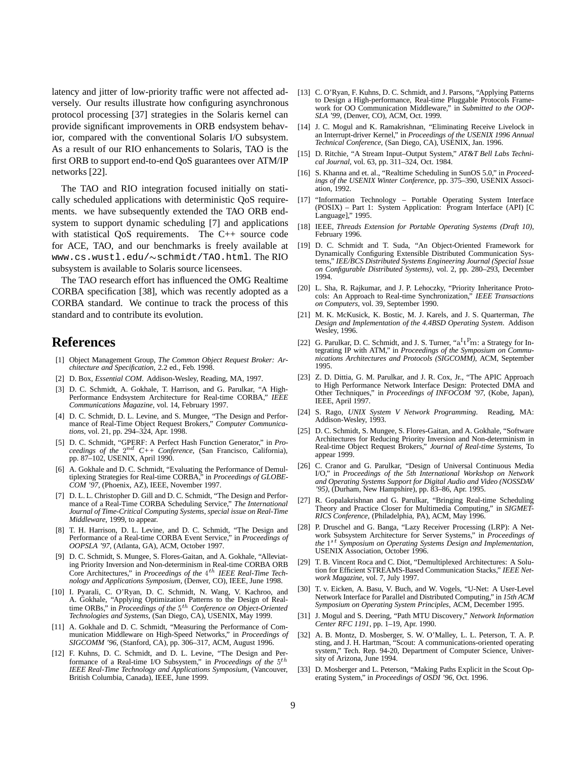latency and jitter of low-priority traffic were not affected adversely. Our results illustrate how configuring asynchronous protocol processing [37] strategies in the Solaris kernel can provide significant improvements in ORB endsystem behavior, compared with the conventional Solaris I/O subsystem. As a result of our RIO enhancements to Solaris, TAO is the first ORB to support end-to-end QoS guarantees over ATM/IP networks [22].

The TAO and RIO integration focused initially on statically scheduled applications with deterministic QoS requirements. we have subsequently extended the TAO ORB endsystem to support dynamic scheduling [7] and applications with statistical QoS requirements. The C++ source code for ACE, TAO, and our benchmarks is freely available at `www.cs.wustl.edu/~schmidt/TAO.html`. The RIO subsystem is available to Solaris source licensees.

The TAO research effort has influenced the OMG Realtime CORBA specification [38], which was recently adopted as a CORBA standard. We continue to track the process of this standard and to contribute its evolution.

# References

[1] Object Management Group, *The Common Object Request Broker: Architecture and Specification*, 2.2 ed., Feb. 1998.

[2] D. Box, *Essential COM*. Addison-Wesley, Reading, MA, 1997.

[3] D. C. Schmidt, A. Gokhale, T. Harrison, and G. Parulkar, "A High-Performance Endsystem Architecture for Real-time CORBA," *IEEE Communications Magazine*, vol. 14, February 1997.

[4] D. C. Schmidt, D. L. Levine, and S. Mungee, "The Design and Performance of Real-Time Object Request Brokers," *Computer Communications*, vol. 21, pp. 294–324, Apr. 1998.

[5] D. C. Schmidt, "GPERF: A Perfect Hash Function Generator," in *Proceedings of the $2^{nd}$ C++ Conference*, (San Francisco, California), pp. 87–102, USENIX, April 1990.

[6] A. Gokhale and D. C. Schmidt, "Evaluating the Performance of Demultiplexing Strategies for Real-time CORBA," in *Proceedings of GLOBECOM '97*, (Phoenix, AZ), IEEE, November 1997.

[7] D. L. L. Christopher D. Gill and D. C. Schmidt, "The Design and Performance of a Real-Time CORBA Scheduling Service," *The International Journal of Time-Critical Computing Systems, special issue on Real-Time Middleware*, 1999, to appear.

[8] T. H. Harrison, D. L. Levine, and D. C. Schmidt, "The Design and Performance of a Real-time CORBA Event Service," in *Proceedings of OOPSLA '97*, (Atlanta, GA), ACM, October 1997.

[9] D. C. Schmidt, S. Mungee, S. Flores-Gaitan, and A. Gokhale, "Alleviating Priority Inversion and Non-determinism in Real-time CORBA ORB Core Architectures," in *Proceedings of the $4^{th}$ IEEE Real-Time Technology and Applications Symposium*, (Denver, CO), IEEE, June 1998.

[10] I. Pyarali, C. O'Ryan, D. C. Schmidt, N. Wang, V. Kachroo, and A. Gokhale, "Applying Optimization Patterns to the Design of Real-time ORBs," in *Proceedings of the $5^{th}$ Conference on Object-Oriented Technologies and Systems*, (San Diego, CA), USENIX, May 1999.

[11] A. Gokhale and D. C. Schmidt, "Measuring the Performance of Communication Middleware on High-Speed Networks," in *Proceedings of SIGCOMM '96*, (Stanford, CA), pp. 306–317, ACM, August 1996.

[12] F. Kuhns, D. C. Schmidt, and D. L. Levine, "The Design and Performance of a Real-time I/O Subsystem," in *Proceedings of the $5^{th}$ IEEE Real-Time Technology and Applications Symposium*, (Vancouver, British Columbia, Canada), IEEE, June 1999.

[13] C. O'Ryan, F. Kuhns, D. C. Schmidt, and J. Parsons, "Applying Patterns to Design a High-performance, Real-time Pluggable Protocols Framework for OO Communication Middleware," in *Submitted to the OOPSLA '99*, (Denver, CO), ACM, Oct. 1999.

[14] J. C. Mogul and K. Ramakrishnan, "Eliminating Receive Livelock in an Interrupt-driver Kernel," in *Proceedings of the USENIX 1996 Annual Technical Conference*, (San Diego, CA), USENIX, Jan. 1996.

[15] D. Ritchie, "A Stream Input–Output System," *AT&T Bell Labs Technical Journal*, vol. 63, pp. 311–324, Oct. 1984.

[16] S. Khanna and et. al., "Realtime Scheduling in SunOS 5.0," in *Proceedings of the USENIX Winter Conference*, pp. 375–390, USENIX Association, 1992.

[17] "Information Technology – Portable Operating System Interface (POSIX) – Part 1: System Application: Program Interface (API) [C Language]," 1995.

[18] IEEE, *Threads Extension for Portable Operating Systems (Draft 10)*, February 1996.

[19] D. C. Schmidt and T. Suda, "An Object-Oriented Framework for Dynamically Configuring Extensible Distributed Communication Systems," *IEE/BCS Distributed Systems Engineering Journal (Special Issue on Configurable Distributed Systems)*, vol. 2, pp. 280–293, December 1994.

[20] L. Sha, R. Rajkumar, and J. P. Lehoczky, "Priority Inheritance Protocols: An Approach to Real-time Synchronization," *IEEE Transactions on Computers*, vol. 39, September 1990.

[21] M. K. McKusick, K. Bostic, M. J. Karels, and J. S. Quarterman, *The Design and Implementation of the 4.4BSD Operating System*. Addison Wesley, 1996.

[22] G. Parulkar, D. C. Schmidt, and J. S. Turner, "$a^It^Pm$: a Strategy for Integrating IP with ATM," in *Proceedings of the Symposium on Communications Architectures and Protocols (SIGCOMM)*, ACM, September 1995.

[23] Z. D. Dittia, G. M. Parulkar, and J. R. Cox, Jr., "The APIC Approach to High Performance Network Interface Design: Protected DMA and Other Techniques," in *Proceedings of INFOCOM '97*, (Kobe, Japan), IEEE, April 1997.

[24] S. Rago, *UNIX System V Network Programming*. Reading, MA: Addison-Wesley, 1993.

[25] D. C. Schmidt, S. Mungee, S. Flores-Gaitan, and A. Gokhale, "Software Architectures for Reducing Priority Inversion and Non-determinism in Real-time Object Request Brokers," *Journal of Real-time Systems*, To appear 1999.

[26] C. Cranor and G. Parulkar, "Design of Universal Continuous Media I/O," in *Proceedings of the 5th International Workshop on Network and Operating Systems Support for Digital Audio and Video (NOSSDAV '95)*, (Durham, New Hampshire), pp. 83–86, Apr. 1995.

[27] R. Gopalakrishnan and G. Parulkar, "Bringing Real-time Scheduling Theory and Practice Closer for Multimedia Computing," in *SIGMETRICS Conference*, (Philadelphia, PA), ACM, May 1996.

[28] P. Druschel and G. Banga, "Lazy Receiver Processing (LRP): A Network Subsystem Architecture for Server Systems," in *Proceedings of the $1^{st}$ Symposium on Operating Systems Design and Implementation*, USENIX Association, October 1996.

[29] T. B. Vincent Roca and C. Diot, "Demultiplexed Architectures: A Solution for Efficient STREAMS-Based Communication Stacks," *IEEE Network Magazine*, vol. 7, July 1997.

[30] T. v. Eicken, A. Basu, V. Buch, and W. Vogels, "U-Net: A User-Level Network Interface for Parallel and Distributed Computing," in *15th ACM Symposium on Operating System Principles*, ACM, December 1995.

[31] J. Mogul and S. Deering, "Path MTU Discovery," *Network Information Center RFC 1191*, pp. 1–19, Apr. 1990.

[32] A. B. Montz, D. Mosberger, S. W. O'Malley, L. L. Peterson, T. A. P. sting, and J. H. Hartman, "Scout: A communications-oriented operating system," Tech. Rep. 94-20, Department of Computer Science, University of Arizona, June 1994.

[33] D. Mosberger and L. Peterson, "Making Paths Explicit in the Scout Operating System," in *Proceedings of OSDI '96*, Oct. 1996.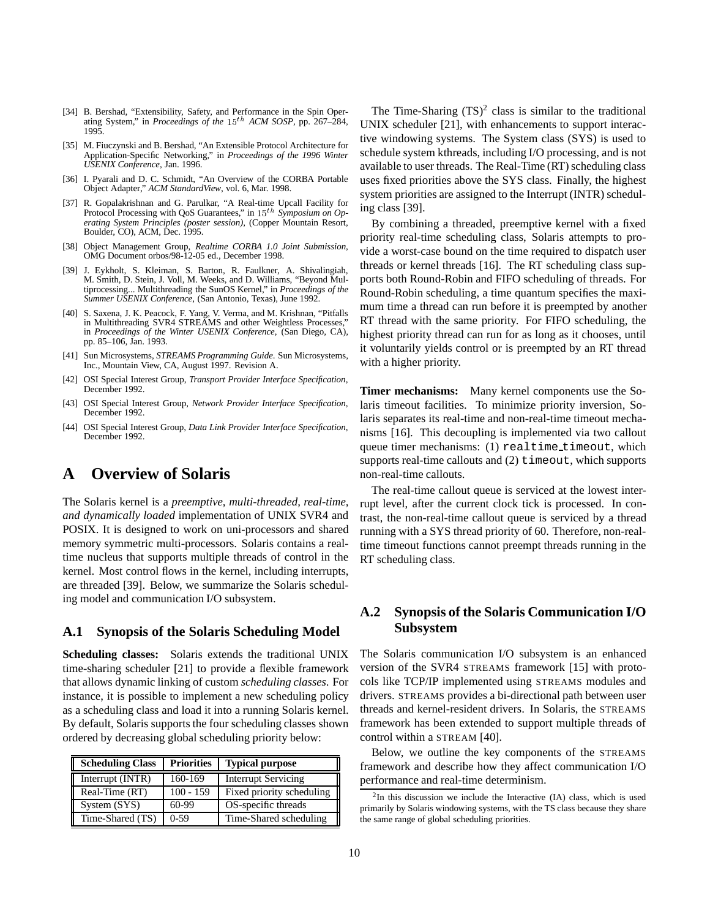[34] B. Bershad, "Extensibility, Safety, and Performance in the Spin Operating System," in *Proceedings of the $15^{th}$ ACM SOSP*, pp. 267–284, 1995.

[35] M. Fiuczynski and B. Bershad, "An Extensible Protocol Architecture for Application-Specific Networking," in *Proceedings of the 1996 Winter USENIX Conference*, Jan. 1996.

[36] I. Pyarali and D. C. Schmidt, "An Overview of the CORBA Portable Object Adapter," *ACM StandardView*, vol. 6, Mar. 1998.

[37] R. Gopalakrishnan and G. Parulkar, "A Real-time Upcall Facility for Protocol Processing with QoS Guarantees," in $15^{th}$ *Symposium on Operating System Principles (poster session)*, (Copper Mountain Resort, Boulder, CO), ACM, Dec. 1995.

[38] Object Management Group, *Realtime CORBA 1.0 Joint Submission*, OMG Document orbos/98-12-05 ed., December 1998.

[39] J. Eykholt, S. Kleiman, S. Barton, R. Faulkner, A. Shivalingiah, M. Smith, D. Stein, J. Voll, M. Weeks, and D. Williams, "Beyond Multiprocessing... Multithreading the SunOS Kernel," in *Proceedings of the Summer USENIX Conference*, (San Antonio, Texas), June 1992.

[40] S. Saxena, J. K. Peacock, F. Yang, V. Verma, and M. Krishnan, "Pitfalls in Multithreading SVR4 STREAMS and other Weightless Processes," in *Proceedings of the Winter USENIX Conference*, (San Diego, CA), pp. 85–106, Jan. 1993.

[41] Sun Microsystems, *STREAMS Programming Guide.* Sun Microsystems, Inc., Mountain View, CA, August 1997. Revision A.

[42] OSI Special Interest Group, *Transport Provider Interface Specification*, December 1992.

[43] OSI Special Interest Group, *Network Provider Interface Specification*, December 1992.

[44] OSI Special Interest Group, *Data Link Provider Interface Specification*, December 1992.

# A Overview of Solaris

The Solaris kernel is a *preemptive, multi-threaded, real-time, and dynamically loaded* implementation of UNIX SVR4 and POSIX. It is designed to work on uni-processors and shared memory symmetric multi-processors. Solaris contains a real-time nucleus that supports multiple threads of control in the kernel. Most control flows in the kernel, including interrupts, are threaded [39]. Below, we summarize the Solaris scheduling model and communication I/O subsystem.

## A.1 Synopsis of the Solaris Scheduling Model

**Scheduling classes:** Solaris extends the traditional UNIX time-sharing scheduler [21] to provide a flexible framework that allows dynamic linking of custom *scheduling classes*. For instance, it is possible to implement a new scheduling policy as a scheduling class and load it into a running Solaris kernel. By default, Solaris supports the four scheduling classes shown ordered by decreasing global scheduling priority below:

| Scheduling Class | Priorities | Typical purpose |
|---|---|---|
| Interrupt (INTR) | 160-169 | Interrupt Servicing |
| Real-Time (RT) | 100 - 159 | Fixed priority scheduling |
| System (SYS) | 60-99 | OS-specific threads |
| Time-Shared (TS) | 0-59 | Time-Shared scheduling |

The Time-Sharing (TS)[2] class is similar to the traditional UNIX scheduler [21], with enhancements to support interactive windowing systems. The System class (SYS) is used to schedule system kthreads, including I/O processing, and is not available to user threads. The Real-Time (RT) scheduling class uses fixed priorities above the SYS class. Finally, the highest system priorities are assigned to the Interrupt (INTR) scheduling class [39].

By combining a threaded, preemptive kernel with a fixed priority real-time scheduling class, Solaris attempts to provide a worst-case bound on the time required to dispatch user threads or kernel threads [16]. The RT scheduling class supports both Round-Robin and FIFO scheduling of threads. For Round-Robin scheduling, a time quantum specifies the maximum time a thread can run before it is preempted by another RT thread with the same priority. For FIFO scheduling, the highest priority thread can run for as long as it chooses, until it voluntarily yields control or is preempted by an RT thread with a higher priority.

**Timer mechanisms:** Many kernel components use the Solaris timeout facilities. To minimize priority inversion, Solaris separates its real-time and non-real-time timeout mechanisms [16]. This decoupling is implemented via two callout queue timer mechanisms: (1) `realtime_timeout`, which supports real-time callouts and (2) `timeout`, which supports non-real-time callouts.

The real-time callout queue is serviced at the lowest interrupt level, after the current clock tick is processed. In contrast, the non-real-time callout queue is serviced by a thread running with a SYS thread priority of 60. Therefore, non-real-time timeout functions cannot preempt threads running in the RT scheduling class.

## A.2 Synopsis of the Solaris Communication I/O Subsystem

The Solaris communication I/O subsystem is an enhanced version of the SVR4 STREAMS framework [15] with protocols like TCP/IP implemented using STREAMS modules and drivers. STREAMS provides a bi-directional path between user threads and kernel-resident drivers. In Solaris, the STREAMS framework has been extended to support multiple threads of control within a STREAM [40].

Below, we outline the key components of the STREAMS framework and describe how they affect communication I/O performance and real-time determinism.

[2] In this discussion we include the Interactive (IA) class, which is used primarily by Solaris windowing systems, with the TS class because they share the same range of global scheduling priorities.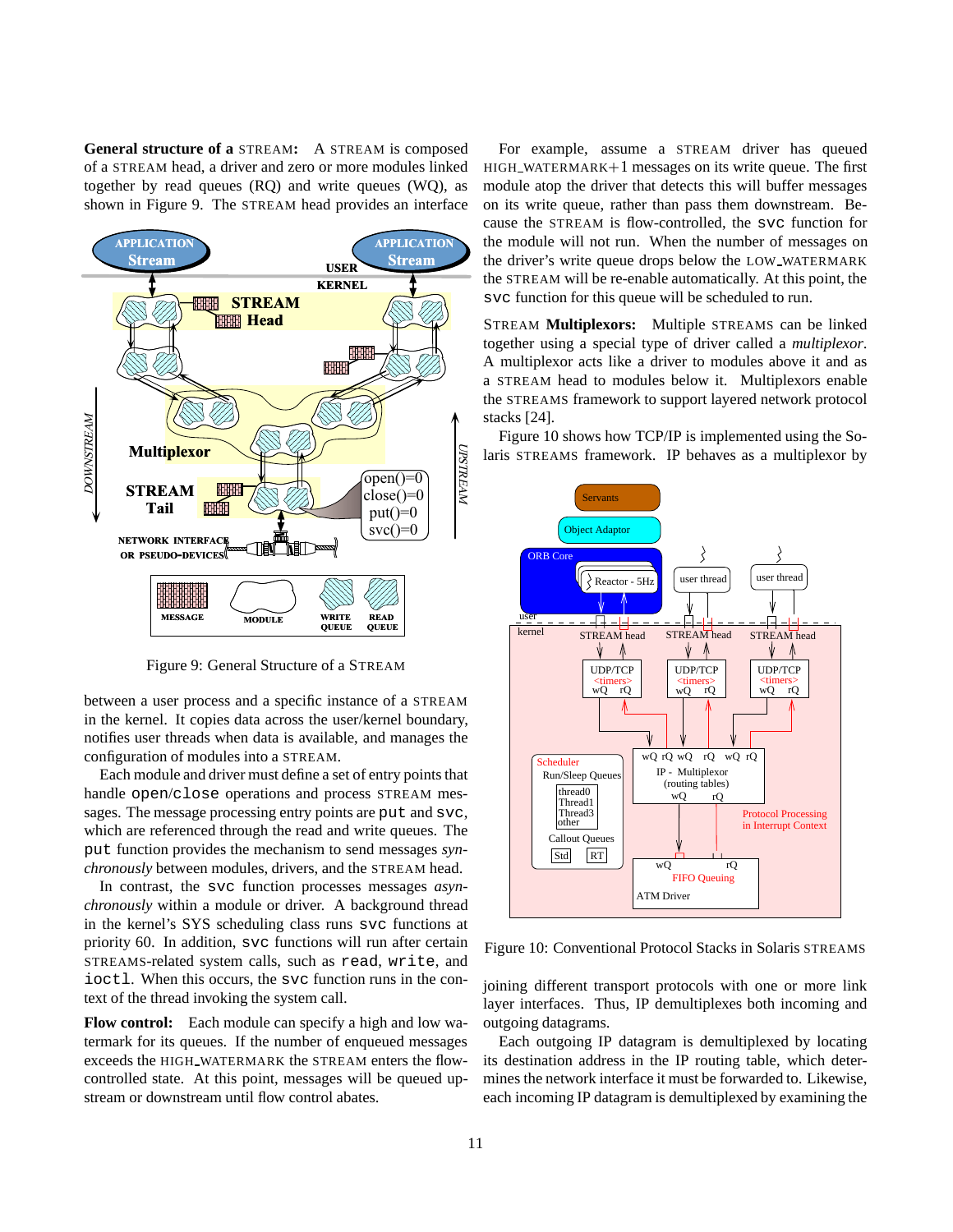**General structure of a STREAM:** A STREAM is composed of a STREAM head, a driver and zero or more modules linked together by read queues (RQ) and write queues (WQ), as shown in Figure 9. The STREAM head provides an interface

Figure 9: General Structure of a STREAM

between a user process and a specific instance of a STREAM in the kernel. It copies data across the user/kernel boundary, notifies user threads when data is available, and manages the configuration of modules into a STREAM.

Each module and driver must define a set of entry points that handle `open`/`close` operations and process STREAM messages. The message processing entry points are `put` and `svc`, which are referenced through the read and write queues. The `put` function provides the mechanism to send messages *synchronously* between modules, drivers, and the STREAM head.

In contrast, the `svc` function processes messages *asynchronously* within a module or driver. A background thread in the kernel's SYS scheduling class runs `svc` functions at priority 60. In addition, `svc` functions will run after certain STREAMS-related system calls, such as `read`, `write`, and `ioctl`. When this occurs, the `svc` function runs in the context of the thread invoking the system call.

**Flow control:** Each module can specify a high and low watermark for its queues. If the number of enqueued messages exceeds the HIGH_WATERMARK the STREAM enters the flow-controlled state. At this point, messages will be queued upstream or downstream until flow control abates.

For example, assume a STREAM driver has queued HIGH_WATERMARK+1 messages on its write queue. The first module atop the driver that detects this will buffer messages on its write queue, rather than pass them downstream. Because the STREAM is flow-controlled, the `svc` function for the module will not run. When the number of messages on the driver's write queue drops below the LOW_WATERMARK the STREAM will be re-enable automatically. At this point, the `svc` function for this queue will be scheduled to run.

**STREAM Multiplexors:** Multiple STREAMS can be linked together using a special type of driver called a *multiplexor*. A multiplexor acts like a driver to modules above it and as a STREAM head to modules below it. Multiplexors enable the STREAMS framework to support layered network protocol stacks [24].

Figure 10 shows how TCP/IP is implemented using the Solaris STREAMS framework. IP behaves as a multiplexor by

Figure 10: Conventional Protocol Stacks in Solaris STREAMS

joining different transport protocols with one or more link layer interfaces. Thus, IP demultiplexes both incoming and outgoing datagrams.

Each outgoing IP datagram is demultiplexed by locating its destination address in the IP routing table, which determines the network interface it must be forwarded to. Likewise, each incoming IP datagram is demultiplexed by examining the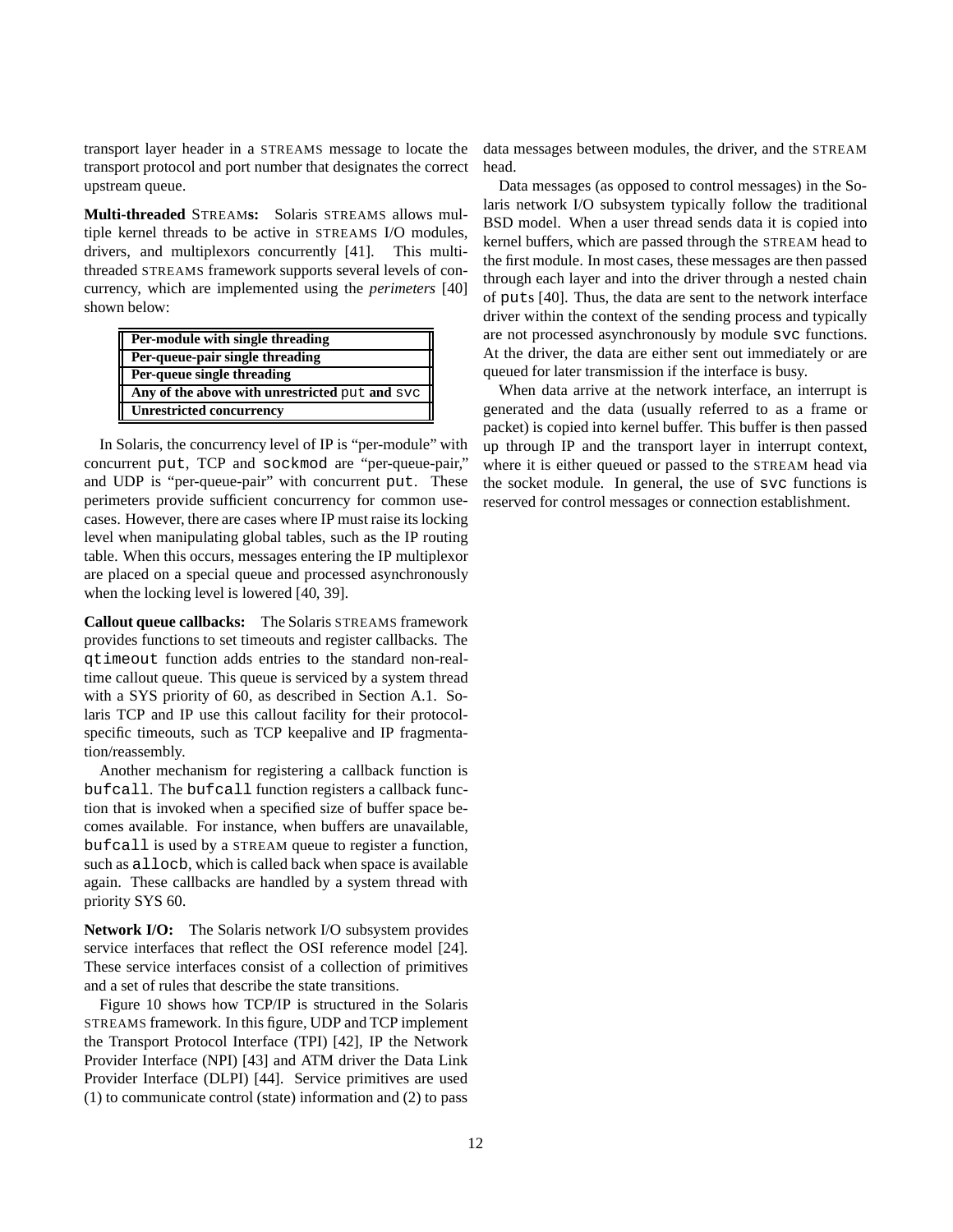transport layer header in a STREAMS message to locate the transport protocol and port number that designates the correct upstream queue.

**Multi-threaded STREAMs:** Solaris STREAMS allows multiple kernel threads to be active in STREAMS I/O modules, drivers, and multiplexors concurrently [41]. This multi-threaded STREAMS framework supports several levels of concurrency, which are implemented using the *perimeters* [40] shown below:

| |
|---|
| **Per-module with single threading** |
| **Per-queue-pair single threading** |
| **Per-queue single threading** |
| **Any of the above with unrestricted** `put` **and** `svc` |
| **Unrestricted concurrency** |

In Solaris, the concurrency level of IP is "per-module" with concurrent `put`, TCP and `sockmod` are "per-queue-pair," and UDP is "per-queue-pair" with concurrent `put`. These perimeters provide sufficient concurrency for common use-cases. However, there are cases where IP must raise its locking level when manipulating global tables, such as the IP routing table. When this occurs, messages entering the IP multiplexor are placed on a special queue and processed asynchronously when the locking level is lowered [40, 39].

**Callout queue callbacks:** The Solaris STREAMS framework provides functions to set timeouts and register callbacks. The `qtimeout` function adds entries to the standard non-real-time callout queue. This queue is serviced by a system thread with a SYS priority of 60, as described in Section A.1. Solaris TCP and IP use this callout facility for their protocol-specific timeouts, such as TCP keepalive and IP fragmentation/reassembly.

Another mechanism for registering a callback function is `bufcall`. The `bufcall` function registers a callback function that is invoked when a specified size of buffer space becomes available. For instance, when buffers are unavailable, `bufcall` is used by a STREAM queue to register a function, such as `allocb`, which is called back when space is available again. These callbacks are handled by a system thread with priority SYS 60.

**Network I/O:** The Solaris network I/O subsystem provides service interfaces that reflect the OSI reference model [24]. These service interfaces consist of a collection of primitives and a set of rules that describe the state transitions.

Figure 10 shows how TCP/IP is structured in the Solaris STREAMS framework. In this figure, UDP and TCP implement the Transport Protocol Interface (TPI) [42], IP the Network Provider Interface (NPI) [43] and ATM driver the Data Link Provider Interface (DLPI) [44]. Service primitives are used (1) to communicate control (state) information and (2) to pass data messages between modules, the driver, and the STREAM head.

Data messages (as opposed to control messages) in the Solaris network I/O subsystem typically follow the traditional BSD model. When a user thread sends data it is copied into kernel buffers, which are passed through the STREAM head to the first module. In most cases, these messages are then passed through each layer and into the driver through a nested chain of `put`s [40]. Thus, the data are sent to the network interface driver within the context of the sending process and typically are not processed asynchronously by module `svc` functions. At the driver, the data are either sent out immediately or are queued for later transmission if the interface is busy.

When data arrive at the network interface, an interrupt is generated and the data (usually referred to as a frame or packet) is copied into kernel buffer. This buffer is then passed up through IP and the transport layer in interrupt context, where it is either queued or passed to the STREAM head via the socket module. In general, the use of `svc` functions is reserved for control messages or connection establishment.